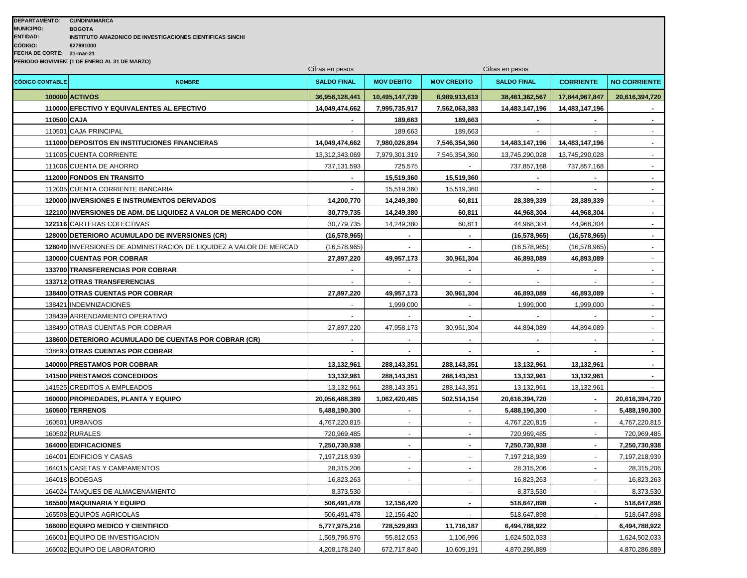**DEPARTAMENTO:** CUNDINAMARCA
**MUNICIPIO:** BOGOTA
**ENTIDAD:** INSTITUTO AMAZONICO DE INVESTIGACIONES CIENTIFICAS SINCHI
**CÓDIGO:** 827991000
**FECHA DE CORTE:** 31-mar-21
**PERIODO MOVIMIENTO** (1 DE ENERO AL 31 DE MARZO)

| | | Cifras en pesos | | | Cifras en pesos | | |
|---|---|---|---|---|---|---|---|
| **CÓDIGO CONTABLE** | **NOMBRE** | **SALDO FINAL** | **MOV DEBITO** | **MOV CREDITO** | **SALDO FINAL** | **CORRIENTE** | **NO CORRIENTE** |
| **100000** | **ACTIVOS** | **36,956,128,441** | **10,495,147,739** | **8,989,913,613** | **38,461,362,567** | **17,844,967,847** | **20,616,394,720** |
| **110000** | **EFECTIVO Y EQUIVALENTES AL EFECTIVO** | **14,049,474,662** | **7,995,735,917** | **7,562,063,383** | **14,483,147,196** | **14,483,147,196** | **-** |
| **110500** | **CAJA** | **-** | **189,663** | **189,663** | **-** | **-** | **-** |
| 110501 | CAJA PRINCIPAL | - | 189,663 | 189,663 | - | - | - |
| **111000** | **DEPOSITOS EN INSTITUCIONES FINANCIERAS** | **14,049,474,662** | **7,980,026,894** | **7,546,354,360** | **14,483,147,196** | **14,483,147,196** | **-** |
| 111005 | CUENTA CORRIENTE | 13,312,343,069 | 7,979,301,319 | 7,546,354,360 | 13,745,290,028 | 13,745,290,028 | - |
| 111006 | CUENTA DE AHORRO | 737,131,593 | 725,575 | - | 737,857,168 | 737,857,168 | - |
| **112000** | **FONDOS EN TRANSITO** | **-** | **15,519,360** | **15,519,360** | **-** | **-** | **-** |
| 112005 | CUENTA CORRIENTE BANCARIA | - | 15,519,360 | 15,519,360 | - | - | - |
| **120000** | **INVERSIONES E INSTRUMENTOS DERIVADOS** | **14,200,770** | **14,249,380** | **60,811** | **28,389,339** | **28,389,339** | **-** |
| **122100** | **INVERSIONES DE ADM. DE LIQUIDEZ A VALOR DE MERCADO CON** | **30,779,735** | **14,249,380** | **60,811** | **44,968,304** | **44,968,304** | **-** |
| **122116** | CARTERAS COLECTIVAS | 30,779,735 | 14,249,380 | 60,811 | 44,968,304 | 44,968,304 | - |
| **128000** | **DETERIORO ACUMULADO DE INVERSIONES (CR)** | **(16,578,965)** | **-** | **-** | **(16,578,965)** | **(16,578,965)** | **-** |
| **128040** | INVERSIONES DE ADMINISTRACION DE LIQUIDEZ A VALOR DE MERCAD | (16,578,965) | - | - | (16,578,965) | (16,578,965) | - |
| **130000** | **CUENTAS POR COBRAR** | **27,897,220** | **49,957,173** | **30,961,304** | **46,893,089** | **46,893,089** | - |
| **133700** | **TRANSFERENCIAS POR COBRAR** | **-** | **-** | **-** | **-** | **-** | **-** |
| **133712** | **OTRAS TRANSFERENCIAS** | - | - | - | - | - | - |
| **138400** | **OTRAS CUENTAS POR COBRAR** | **27,897,220** | **49,957,173** | **30,961,304** | **46,893,089** | **46,893,089** | **-** |
| 138421 | INDEMNIZACIONES | - | 1,999,000 | - | 1,999,000 | 1,999,000 | - |
| 138439 | ARRENDAMIENTO OPERATIVO | - | - | - | - | - | - |
| 138490 | OTRAS CUENTAS POR COBRAR | 27,897,220 | 47,958,173 | 30,961,304 | 44,894,089 | 44,894,089 | - |
| **138600** | **DETERIORO ACUMULADO DE CUENTAS POR COBRAR (CR)** | **-** | **-** | **-** | **-** | **-** | **-** |
| 138690 | **OTRAS CUENTAS POR COBRAR** | - | - | - | - | - | - |
| **140000** | **PRESTAMOS POR COBRAR** | **13,132,961** | **288,143,351** | **288,143,351** | **13,132,961** | **13,132,961** | **-** |
| **141500** | **PRESTAMOS CONCEDIDOS** | **13,132,961** | **288,143,351** | **288,143,351** | **13,132,961** | **13,132,961** | **-** |
| 141525 | CREDITOS A EMPLEADOS | 13,132,961 | 288,143,351 | 288,143,351 | 13,132,961 | 13,132,961 | - |
| **160000** | **PROPIEDADES, PLANTA Y EQUIPO** | **20,056,488,389** | **1,062,420,485** | **502,514,154** | **20,616,394,720** | **-** | **20,616,394,720** |
| **160500** | **TERRENOS** | **5,488,190,300** | **-** | **-** | **5,488,190,300** | **-** | **5,488,190,300** |
| 160501 | URBANOS | 4,767,220,815 | - | - | 4,767,220,815 | - | 4,767,220,815 |
| 160502 | RURALES | 720,969,485 | - | - | 720,969,485 | - | 720,969,485 |
| **164000** | **EDIFICACIONES** | **7,250,730,938** | **-** | **-** | **7,250,730,938** | **-** | **7,250,730,938** |
| 164001 | EDIFICIOS Y CASAS | 7,197,218,939 | - | - | 7,197,218,939 | - | 7,197,218,939 |
| 164015 | CASETAS Y CAMPAMENTOS | 28,315,206 | - | - | 28,315,206 | - | 28,315,206 |
| 164018 | BODEGAS | 16,823,263 | - | - | 16,823,263 | - | 16,823,263 |
| 164024 | TANQUES DE ALMACENAMIENTO | 8,373,530 | - | - | 8,373,530 | - | 8,373,530 |
| **165500** | **MAQUINARIA Y EQUIPO** | **506,491,478** | **12,156,420** | **-** | **518,647,898** | **-** | **518,647,898** |
| 165508 | EQUIPOS AGRICOLAS | 506,491,478 | 12,156,420 | - | 518,647,898 | - | 518,647,898 |
| **166000** | **EQUIPO MEDICO Y CIENTIFICO** | **5,777,975,216** | **728,529,893** | **11,716,187** | **6,494,788,922** | | **6,494,788,922** |
| 166001 | EQUIPO DE INVESTIGACION | 1,569,796,976 | 55,812,053 | 1,106,996 | 1,624,502,033 | | 1,624,502,033 |
| 166002 | EQUIPO DE LABORATORIO | 4,208,178,240 | 672,717,840 | 10,609,191 | 4,870,286,889 | | 4,870,286,889 |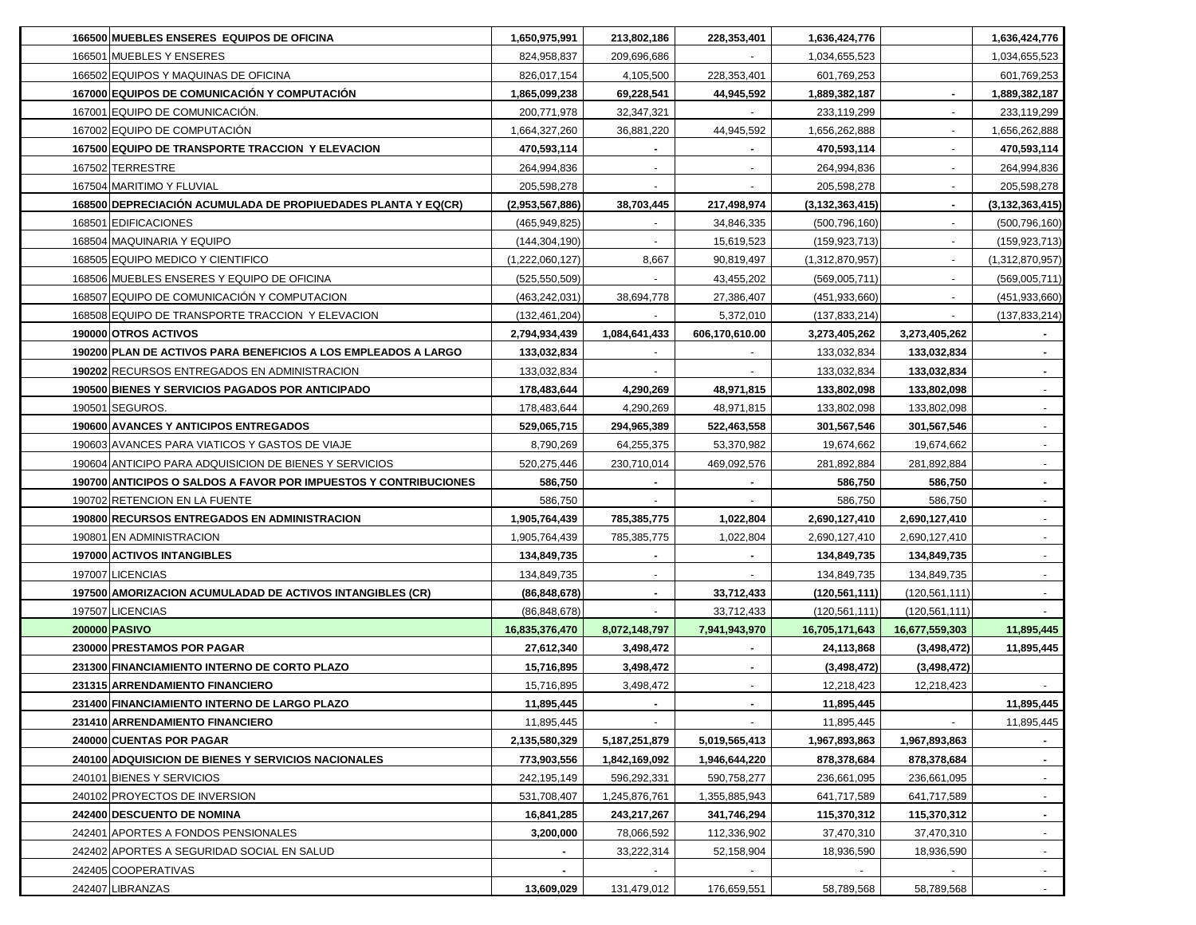| | | | | | | |
|---|---|---|---|---|---|---|
| **166500** | **MUEBLES ENSERES EQUIPOS DE OFICINA** | **1,650,975,991** | **213,802,186** | **228,353,401** | **1,636,424,776** | | **1,636,424,776** |
| 166501 | MUEBLES Y ENSERES | 824,958,837 | 209,696,686 | - | 1,034,655,523 | | 1,034,655,523 |
| 166502 | EQUIPOS Y MAQUINAS DE OFICINA | 826,017,154 | 4,105,500 | 228,353,401 | 601,769,253 | | 601,769,253 |
| **167000** | **EQUIPOS DE COMUNICACIÓN Y COMPUTACIÓN** | **1,865,099,238** | **69,228,541** | **44,945,592** | **1,889,382,187** | **-** | **1,889,382,187** |
| 167001 | EQUIPO DE COMUNICACIÓN. | 200,771,978 | 32,347,321 | - | 233,119,299 | - | 233,119,299 |
| 167002 | EQUIPO DE COMPUTACIÓN | 1,664,327,260 | 36,881,220 | 44,945,592 | 1,656,262,888 | - | 1,656,262,888 |
| **167500** | **EQUIPO DE TRANSPORTE TRACCION Y ELEVACION** | **470,593,114** | **-** | **-** | **470,593,114** | - | **470,593,114** |
| 167502 | TERRESTRE | 264,994,836 | - | - | 264,994,836 | - | 264,994,836 |
| 167504 | MARITIMO Y FLUVIAL | 205,598,278 | - | - | 205,598,278 | - | 205,598,278 |
| **168500** | **DEPRECIACIÓN ACUMULADA DE PROPIUEDADES PLANTA Y EQ(CR)** | **(2,953,567,886)** | **38,703,445** | **217,498,974** | **(3,132,363,415)** | **-** | **(3,132,363,415)** |
| 168501 | EDIFICACIONES | (465,949,825) | - | 34,846,335 | (500,796,160) | - | (500,796,160) |
| 168504 | MAQUINARIA Y EQUIPO | (144,304,190) | - | 15,619,523 | (159,923,713) | - | (159,923,713) |
| 168505 | EQUIPO MEDICO Y CIENTIFICO | (1,222,060,127) | 8,667 | 90,819,497 | (1,312,870,957) | - | (1,312,870,957) |
| 168506 | MUEBLES ENSERES Y EQUIPO DE OFICINA | (525,550,509) | - | 43,455,202 | (569,005,711) | - | (569,005,711) |
| 168507 | EQUIPO DE COMUNICACIÓN Y COMPUTACION | (463,242,031) | 38,694,778 | 27,386,407 | (451,933,660) | - | (451,933,660) |
| 168508 | EQUIPO DE TRANSPORTE TRACCION Y ELEVACION | (132,461,204) | - | 5,372,010 | (137,833,214) | - | (137,833,214) |
| **190000** | **OTROS ACTIVOS** | **2,794,934,439** | **1,084,641,433** | **606,170,610.00** | **3,273,405,262** | **3,273,405,262** | **-** |
| **190200** | **PLAN DE ACTIVOS PARA BENEFICIOS A LOS EMPLEADOS A LARGO** | **133,032,834** | - | - | 133,032,834 | **133,032,834** | **-** |
| **190202** | RECURSOS ENTREGADOS EN ADMINISTRACION | 133,032,834 | - | - | 133,032,834 | **133,032,834** | **-** |
| **190500** | **BIENES Y SERVICIOS PAGADOS POR ANTICIPADO** | **178,483,644** | **4,290,269** | **48,971,815** | **133,802,098** | **133,802,098** | - |
| 190501 | SEGUROS. | 178,483,644 | 4,290,269 | 48,971,815 | 133,802,098 | 133,802,098 | - |
| **190600** | **AVANCES Y ANTICIPOS ENTREGADOS** | **529,065,715** | **294,965,389** | **522,463,558** | **301,567,546** | **301,567,546** | - |
| 190603 | AVANCES PARA VIATICOS Y GASTOS DE VIAJE | 8,790,269 | 64,255,375 | 53,370,982 | 19,674,662 | 19,674,662 | - |
| 190604 | ANTICIPO PARA ADQUISICION DE BIENES Y SERVICIOS | 520,275,446 | 230,710,014 | 469,092,576 | 281,892,884 | 281,892,884 | - |
| **190700** | **ANTICIPOS O SALDOS A FAVOR POR IMPUESTOS Y CONTRIBUCIONES** | **586,750** | **-** | **-** | **586,750** | **586,750** | **-** |
| 190702 | RETENCION EN LA FUENTE | 586,750 | - | - | 586,750 | 586,750 | - |
| **190800** | **RECURSOS ENTREGADOS EN ADMINISTRACION** | **1,905,764,439** | **785,385,775** | **1,022,804** | **2,690,127,410** | **2,690,127,410** | - |
| 190801 | EN ADMINISTRACION | 1,905,764,439 | 785,385,775 | 1,022,804 | 2,690,127,410 | 2,690,127,410 | - |
| **197000** | **ACTIVOS INTANGIBLES** | **134,849,735** | **-** | **-** | **134,849,735** | **134,849,735** | - |
| 197007 | LICENCIAS | 134,849,735 | - | - | 134,849,735 | 134,849,735 | - |
| **197500** | **AMORIZACION ACUMULADAD DE ACTIVOS INTANGIBLES (CR)** | **(86,848,678)** | **-** | **33,712,433** | **(120,561,111)** | (120,561,111) | - |
| 197507 | LICENCIAS | (86,848,678) | - | 33,712,433 | (120,561,111) | (120,561,111) | - |
| **200000** | **PASIVO** | **16,835,376,470** | **8,072,148,797** | **7,941,943,970** | **16,705,171,643** | **16,677,559,303** | **11,895,445** |
| **230000** | **PRESTAMOS POR PAGAR** | **27,612,340** | **3,498,472** | **-** | **24,113,868** | **(3,498,472)** | **11,895,445** |
| **231300** | **FINANCIAMIENTO INTERNO DE CORTO PLAZO** | **15,716,895** | **3,498,472** | **-** | **(3,498,472)** | **(3,498,472)** | |
| **231315** | **ARRENDAMIENTO FINANCIERO** | 15,716,895 | 3,498,472 | - | 12,218,423 | 12,218,423 | - |
| **231400** | **FINANCIAMIENTO INTERNO DE LARGO PLAZO** | **11,895,445** | **-** | **-** | **11,895,445** | | **11,895,445** |
| **231410** | **ARRENDAMIENTO FINANCIERO** | 11,895,445 | - | - | 11,895,445 | - | 11,895,445 |
| **240000** | **CUENTAS POR PAGAR** | **2,135,580,329** | **5,187,251,879** | **5,019,565,413** | **1,967,893,863** | **1,967,893,863** | **-** |
| **240100** | **ADQUISICION DE BIENES Y SERVICIOS NACIONALES** | **773,903,556** | **1,842,169,092** | **1,946,644,220** | **878,378,684** | **878,378,684** | **-** |
| 240101 | BIENES Y SERVICIOS | 242,195,149 | 596,292,331 | 590,758,277 | 236,661,095 | 236,661,095 | - |
| 240102 | PROYECTOS DE INVERSION | 531,708,407 | 1,245,876,761 | 1,355,885,943 | 641,717,589 | 641,717,589 | - |
| **242400** | **DESCUENTO DE NOMINA** | **16,841,285** | **243,217,267** | **341,746,294** | **115,370,312** | **115,370,312** | **-** |
| 242401 | APORTES A FONDOS PENSIONALES | **3,200,000** | 78,066,592 | 112,336,902 | 37,470,310 | 37,470,310 | - |
| 242402 | APORTES A SEGURIDAD SOCIAL EN SALUD | **-** | 33,222,314 | 52,158,904 | 18,936,590 | 18,936,590 | - |
| 242405 | COOPERATIVAS | **-** | - | - | - | - | - |
| 242407 | LIBRANZAS | **13,609,029** | 131,479,012 | 176,659,551 | 58,789,568 | 58,789,568 | - |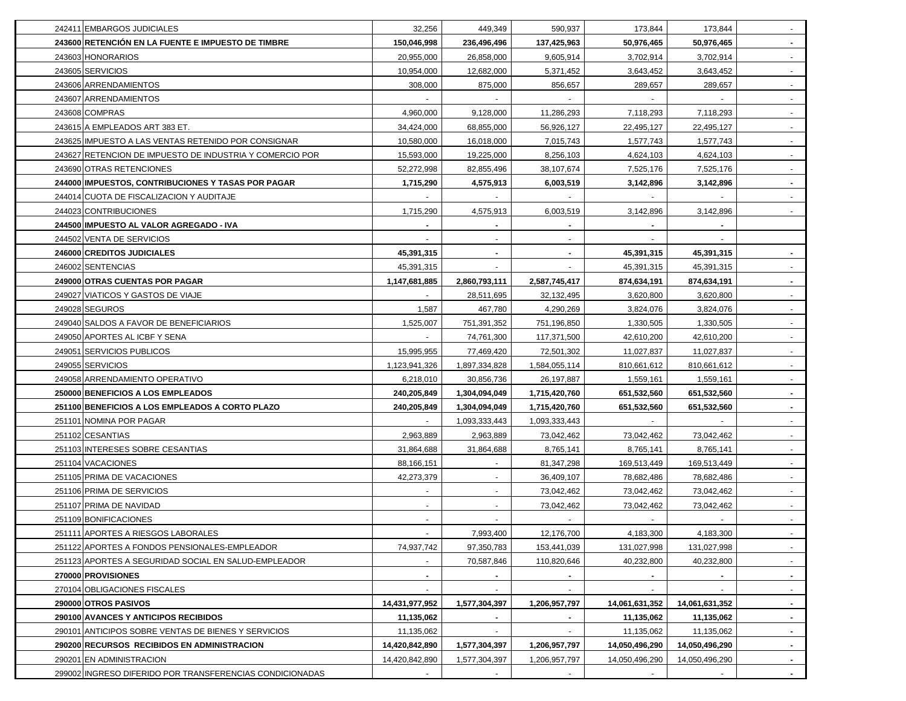| | | | | | | | |
|---|---|---|---|---|---|---|---|
| 242411 | EMBARGOS JUDICIALES | 32,256 | 449,349 | 590,937 | 173,844 | 173,844 | - |
| **243600** | **RETENCIÓN EN LA FUENTE E IMPUESTO DE TIMBRE** | **150,046,998** | **236,496,496** | **137,425,963** | **50,976,465** | **50,976,465** | **-** |
| 243603 | HONORARIOS | 20,955,000 | 26,858,000 | 9,605,914 | 3,702,914 | 3,702,914 | - |
| 243605 | SERVICIOS | 10,954,000 | 12,682,000 | 5,371,452 | 3,643,452 | 3,643,452 | - |
| 243606 | ARRENDAMIENTOS | 308,000 | 875,000 | 856,657 | 289,657 | 289,657 | - |
| 243607 | ARRENDAMIENTOS | - | - | - | - | - | - |
| 243608 | COMPRAS | 4,960,000 | 9,128,000 | 11,286,293 | 7,118,293 | 7,118,293 | - |
| 243615 | A EMPLEADOS ART 383 ET. | 34,424,000 | 68,855,000 | 56,926,127 | 22,495,127 | 22,495,127 | - |
| 243625 | IMPUESTO A LAS VENTAS RETENIDO POR CONSIGNAR | 10,580,000 | 16,018,000 | 7,015,743 | 1,577,743 | 1,577,743 | - |
| 243627 | RETENCION DE IMPUESTO DE INDUSTRIA Y COMERCIO POR | 15,593,000 | 19,225,000 | 8,256,103 | 4,624,103 | 4,624,103 | - |
| 243690 | OTRAS RETENCIONES | 52,272,998 | 82,855,496 | 38,107,674 | 7,525,176 | 7,525,176 | - |
| **244000** | **IMPUESTOS, CONTRIBUCIONES Y TASAS POR PAGAR** | **1,715,290** | **4,575,913** | **6,003,519** | **3,142,896** | **3,142,896** | **-** |
| 244014 | CUOTA DE FISCALIZACION Y AUDITAJE | - | - | - | - | - | - |
| 244023 | CONTRIBUCIONES | 1,715,290 | 4,575,913 | 6,003,519 | 3,142,896 | 3,142,896 | - |
| **244500** | **IMPUESTO AL VALOR AGREGADO - IVA** | **-** | **-** | **-** | **-** | **-** | |
| 244502 | VENTA DE SERVICIOS | - | - | - | - | - | |
| **246000** | **CREDITOS JUDICIALES** | **45,391,315** | **-** | **-** | **45,391,315** | **45,391,315** | **-** |
| 246002 | SENTENCIAS | 45,391,315 | - | - | 45,391,315 | 45,391,315 | - |
| **249000** | **OTRAS CUENTAS POR PAGAR** | **1,147,681,885** | **2,860,793,111** | **2,587,745,417** | **874,634,191** | **874,634,191** | **-** |
| 249027 | VIATICOS Y GASTOS DE VIAJE | - | 28,511,695 | 32,132,495 | 3,620,800 | 3,620,800 | - |
| 249028 | SEGUROS | 1,587 | 467,780 | 4,290,269 | 3,824,076 | 3,824,076 | - |
| 249040 | SALDOS A FAVOR DE BENEFICIARIOS | 1,525,007 | 751,391,352 | 751,196,850 | 1,330,505 | 1,330,505 | - |
| 249050 | APORTES AL ICBF Y SENA | - | 74,761,300 | 117,371,500 | 42,610,200 | 42,610,200 | - |
| 249051 | SERVICIOS PUBLICOS | 15,995,955 | 77,469,420 | 72,501,302 | 11,027,837 | 11,027,837 | - |
| 249055 | SERVICIOS | 1,123,941,326 | 1,897,334,828 | 1,584,055,114 | 810,661,612 | 810,661,612 | - |
| 249058 | ARRENDAMIENTO OPERATIVO | 6,218,010 | 30,856,736 | 26,197,887 | 1,559,161 | 1,559,161 | - |
| **250000** | **BENEFICIOS A LOS EMPLEADOS** | **240,205,849** | **1,304,094,049** | **1,715,420,760** | **651,532,560** | **651,532,560** | **-** |
| **251100** | **BENEFICIOS A LOS EMPLEADOS A CORTO PLAZO** | **240,205,849** | **1,304,094,049** | **1,715,420,760** | **651,532,560** | **651,532,560** | **-** |
| 251101 | NOMINA POR PAGAR | - | 1,093,333,443 | 1,093,333,443 | - | - | - |
| 251102 | CESANTIAS | 2,963,889 | 2,963,889 | 73,042,462 | 73,042,462 | 73,042,462 | - |
| 251103 | INTERESES SOBRE CESANTIAS | 31,864,688 | 31,864,688 | 8,765,141 | 8,765,141 | 8,765,141 | - |
| 251104 | VACACIONES | 88,166,151 | - | 81,347,298 | 169,513,449 | 169,513,449 | - |
| 251105 | PRIMA DE VACACIONES | 42,273,379 | - | 36,409,107 | 78,682,486 | 78,682,486 | - |
| 251106 | PRIMA DE SERVICIOS | - | - | 73,042,462 | 73,042,462 | 73,042,462 | - |
| 251107 | PRIMA DE NAVIDAD | - | - | 73,042,462 | 73,042,462 | 73,042,462 | - |
| 251109 | BONIFICACIONES | - | - | - | - | - | - |
| 251111 | APORTES A RIESGOS LABORALES | - | 7,993,400 | 12,176,700 | 4,183,300 | 4,183,300 | - |
| 251122 | APORTES A FONDOS PENSIONALES-EMPLEADOR | 74,937,742 | 97,350,783 | 153,441,039 | 131,027,998 | 131,027,998 | - |
| 251123 | APORTES A SEGURIDAD SOCIAL EN SALUD-EMPLEADOR | - | 70,587,846 | 110,820,646 | 40,232,800 | 40,232,800 | - |
| **270000** | **PROVISIONES** | **-** | **-** | **-** | **-** | **-** | **-** |
| 270104 | OBLIGACIONES FISCALES | - | - | - | - | - | - |
| **290000** | **OTROS PASIVOS** | **14,431,977,952** | **1,577,304,397** | **1,206,957,797** | **14,061,631,352** | **14,061,631,352** | **-** |
| **290100** | **AVANCES Y ANTICIPOS RECIBIDOS** | **11,135,062** | **-** | **-** | **11,135,062** | **11,135,062** | **-** |
| 290101 | ANTICIPOS SOBRE VENTAS DE BIENES Y SERVICIOS | 11,135,062 | - | - | 11,135,062 | 11,135,062 | - |
| **290200** | **RECURSOS RECIBIDOS EN ADMINISTRACION** | **14,420,842,890** | **1,577,304,397** | **1,206,957,797** | **14,050,496,290** | **14,050,496,290** | **-** |
| 290201 | EN ADMINISTRACION | 14,420,842,890 | 1,577,304,397 | 1,206,957,797 | 14,050,496,290 | 14,050,496,290 | - |
| 299002 | INGRESO DIFERIDO POR TRANSFERENCIAS CONDICIONADAS | - | - | - | - | - | - |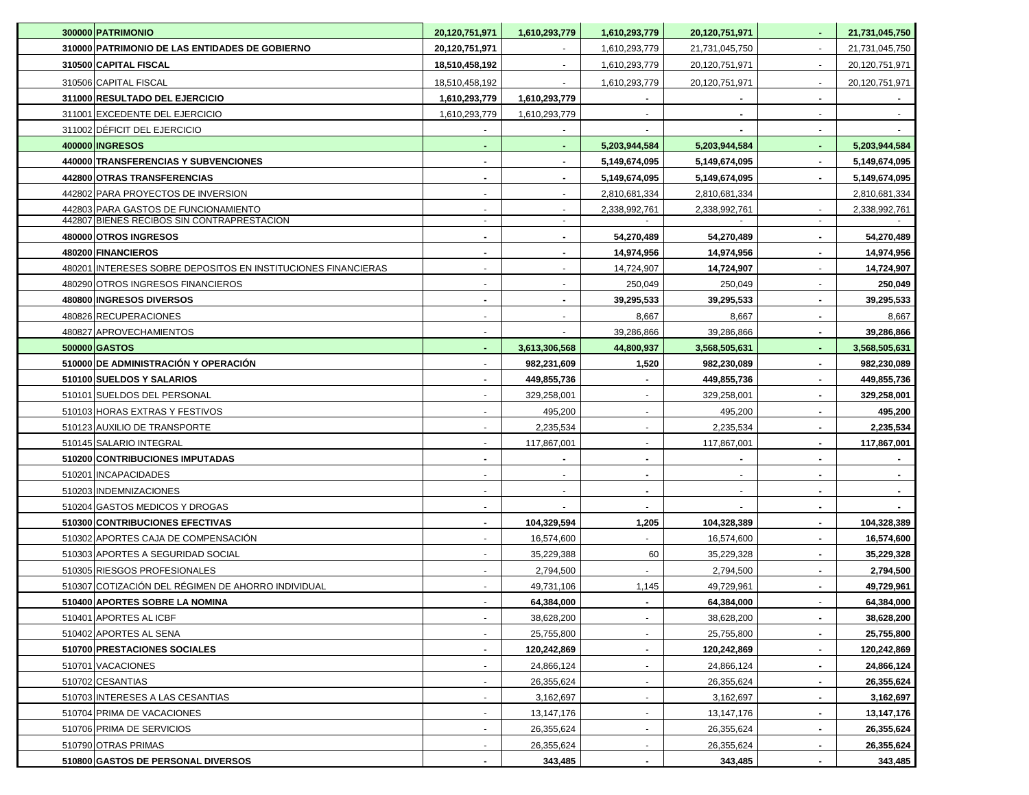| Código | Cuenta | | | | | | |
|---|---|---|---|---|---|---|---|
| **300000** | **PATRIMONIO** | **20,120,751,971** | **1,610,293,779** | **1,610,293,779** | **20,120,751,971** | - | **21,731,045,750** |
| **310000** | **PATRIMONIO DE LAS ENTIDADES DE GOBIERNO** | **20,120,751,971** | - | 1,610,293,779 | 21,731,045,750 | - | 21,731,045,750 |
| **310500** | **CAPITAL FISCAL** | **18,510,458,192** | - | 1,610,293,779 | 20,120,751,971 | - | 20,120,751,971 |
| 310506 | CAPITAL FISCAL | 18,510,458,192 | - | 1,610,293,779 | 20,120,751,971 | - | 20,120,751,971 |
| **311000** | **RESULTADO DEL EJERCICIO** | **1,610,293,779** | **1,610,293,779** | - | - | - | - |
| 311001 | EXCEDENTE DEL EJERCICIO | 1,610,293,779 | 1,610,293,779 | - | - | - | - |
| 311002 | DÉFICIT DEL EJERCICIO | - | - | - | - | - | - |
| **400000** | **INGRESOS** | - | - | **5,203,944,584** | **5,203,944,584** | - | **5,203,944,584** |
| **440000** | **TRANSFERENCIAS Y SUBVENCIONES** | - | - | **5,149,674,095** | **5,149,674,095** | - | **5,149,674,095** |
| **442800** | **OTRAS TRANSFERENCIAS** | - | - | **5,149,674,095** | **5,149,674,095** | - | **5,149,674,095** |
| 442802 | PARA PROYECTOS DE INVERSION | - | - | 2,810,681,334 | 2,810,681,334 | | 2,810,681,334 |
| 442803 | PARA GASTOS DE FUNCIONAMIENTO | - | - | 2,338,992,761 | 2,338,992,761 | - | 2,338,992,761 |
| 442807 | BIENES RECIBOS SIN CONTRAPRESTACION | - | - | - | - | - | - |
| **480000** | **OTROS INGRESOS** | - | - | **54,270,489** | **54,270,489** | - | **54,270,489** |
| **480200** | **FINANCIEROS** | - | - | **14,974,956** | **14,974,956** | - | **14,974,956** |
| 480201 | INTERESES SOBRE DEPOSITOS EN INSTITUCIONES FINANCIERAS | - | - | 14,724,907 | **14,724,907** | - | **14,724,907** |
| 480290 | OTROS INGRESOS FINANCIEROS | - | - | 250,049 | 250,049 | - | **250,049** |
| **480800** | **INGRESOS DIVERSOS** | - | - | **39,295,533** | **39,295,533** | - | **39,295,533** |
| 480826 | RECUPERACIONES | - | - | 8,667 | 8,667 | - | 8,667 |
| 480827 | APROVECHAMIENTOS | - | - | 39,286,866 | 39,286,866 | - | **39,286,866** |
| **500000** | **GASTOS** | - | **3,613,306,568** | **44,800,937** | **3,568,505,631** | - | **3,568,505,631** |
| **510000** | **DE ADMINISTRACIÓN Y OPERACIÓN** | - | **982,231,609** | **1,520** | **982,230,089** | - | **982,230,089** |
| **510100** | **SUELDOS Y SALARIOS** | - | **449,855,736** | - | **449,855,736** | - | **449,855,736** |
| 510101 | SUELDOS DEL PERSONAL | - | 329,258,001 | - | 329,258,001 | - | **329,258,001** |
| 510103 | HORAS EXTRAS Y FESTIVOS | - | 495,200 | - | 495,200 | - | **495,200** |
| 510123 | AUXILIO DE TRANSPORTE | - | 2,235,534 | - | 2,235,534 | - | **2,235,534** |
| 510145 | SALARIO INTEGRAL | - | 117,867,001 | - | 117,867,001 | - | **117,867,001** |
| **510200** | **CONTRIBUCIONES IMPUTADAS** | - | - | - | - | - | - |
| 510201 | INCAPACIDADES | - | - | - | - | - | - |
| 510203 | INDEMNIZACIONES | - | - | - | - | - | - |
| 510204 | GASTOS MEDICOS Y DROGAS | - | - | - | - | - | - |
| **510300** | **CONTRIBUCIONES EFECTIVAS** | - | **104,329,594** | **1,205** | **104,328,389** | - | **104,328,389** |
| 510302 | APORTES CAJA DE COMPENSACIÓN | - | 16,574,600 | - | 16,574,600 | - | **16,574,600** |
| 510303 | APORTES A SEGURIDAD SOCIAL | - | 35,229,388 | 60 | 35,229,328 | - | **35,229,328** |
| 510305 | RIESGOS PROFESIONALES | - | 2,794,500 | - | 2,794,500 | - | **2,794,500** |
| 510307 | COTIZACIÓN DEL RÉGIMEN DE AHORRO INDIVIDUAL | - | 49,731,106 | 1,145 | 49,729,961 | - | **49,729,961** |
| **510400** | **APORTES SOBRE LA NOMINA** | - | **64,384,000** | - | **64,384,000** | - | **64,384,000** |
| 510401 | APORTES AL ICBF | - | 38,628,200 | - | 38,628,200 | - | **38,628,200** |
| 510402 | APORTES AL SENA | - | 25,755,800 | - | 25,755,800 | - | **25,755,800** |
| **510700** | **PRESTACIONES SOCIALES** | - | **120,242,869** | - | **120,242,869** | - | **120,242,869** |
| 510701 | VACACIONES | - | 24,866,124 | - | 24,866,124 | - | **24,866,124** |
| 510702 | CESANTIAS | - | 26,355,624 | - | 26,355,624 | - | **26,355,624** |
| 510703 | INTERESES A LAS CESANTIAS | - | 3,162,697 | - | 3,162,697 | - | **3,162,697** |
| 510704 | PRIMA DE VACACIONES | - | 13,147,176 | - | 13,147,176 | - | **13,147,176** |
| 510706 | PRIMA DE SERVICIOS | - | 26,355,624 | - | 26,355,624 | - | **26,355,624** |
| 510790 | OTRAS PRIMAS | - | 26,355,624 | - | 26,355,624 | - | **26,355,624** |
| **510800** | **GASTOS DE PERSONAL DIVERSOS** | - | **343,485** | - | **343,485** | - | **343,485** |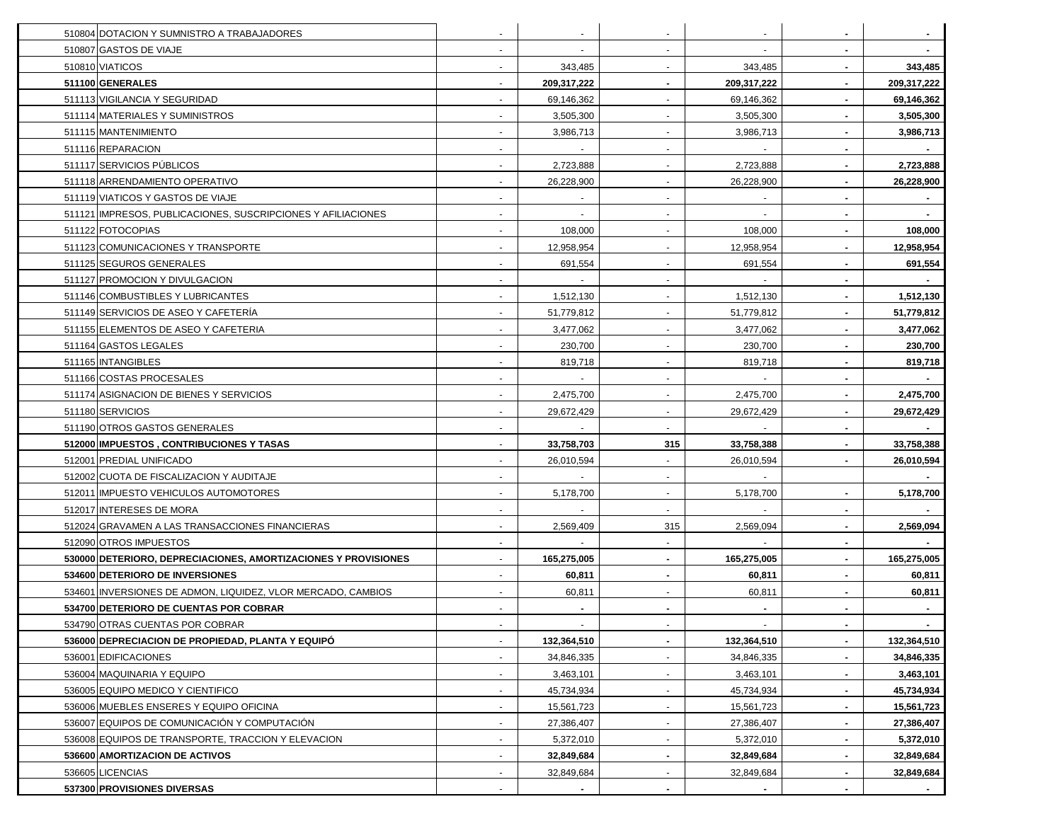| | | | | | | |
|---|---|---|---|---|---|---|
| 510804 | DOTACION Y SUMNISTRO A TRABAJADORES | - | - | - | - | - | - |
| 510807 | GASTOS DE VIAJE | - | - | - | - | - | - |
| 510810 | VIATICOS | - | 343,485 | - | 343,485 | - | **343,485** |
| **511100** | **GENERALES** | - | **209,317,222** | - | **209,317,222** | - | **209,317,222** |
| 511113 | VIGILANCIA Y SEGURIDAD | - | 69,146,362 | - | 69,146,362 | - | **69,146,362** |
| 511114 | MATERIALES Y SUMINISTROS | - | 3,505,300 | - | 3,505,300 | - | **3,505,300** |
| 511115 | MANTENIMIENTO | - | 3,986,713 | - | 3,986,713 | - | **3,986,713** |
| 511116 | REPARACION | - | - | - | - | - | - |
| 511117 | SERVICIOS PÚBLICOS | - | 2,723,888 | - | 2,723,888 | - | **2,723,888** |
| 511118 | ARRENDAMIENTO OPERATIVO | - | 26,228,900 | - | 26,228,900 | - | **26,228,900** |
| 511119 | VIATICOS Y GASTOS DE VIAJE | - | - | - | - | - | - |
| 511121 | IMPRESOS, PUBLICACIONES, SUSCRIPCIONES Y AFILIACIONES | - | - | - | - | - | - |
| 511122 | FOTOCOPIAS | - | 108,000 | - | 108,000 | - | **108,000** |
| 511123 | COMUNICACIONES Y TRANSPORTE | - | 12,958,954 | - | 12,958,954 | - | **12,958,954** |
| 511125 | SEGUROS GENERALES | - | 691,554 | - | 691,554 | - | **691,554** |
| 511127 | PROMOCION Y DIVULGACION | - | - | - | - | - | - |
| 511146 | COMBUSTIBLES Y LUBRICANTES | - | 1,512,130 | - | 1,512,130 | - | **1,512,130** |
| 511149 | SERVICIOS DE ASEO Y CAFETERÍA | - | 51,779,812 | - | 51,779,812 | - | **51,779,812** |
| 511155 | ELEMENTOS DE ASEO Y CAFETERIA | - | 3,477,062 | - | 3,477,062 | - | **3,477,062** |
| 511164 | GASTOS LEGALES | - | 230,700 | - | 230,700 | - | **230,700** |
| 511165 | INTANGIBLES | - | 819,718 | - | 819,718 | - | **819,718** |
| 511166 | COSTAS PROCESALES | - | - | - | - | - | - |
| 511174 | ASIGNACION DE BIENES Y SERVICIOS | - | 2,475,700 | - | 2,475,700 | - | **2,475,700** |
| 511180 | SERVICIOS | - | 29,672,429 | - | 29,672,429 | - | **29,672,429** |
| 511190 | OTROS GASTOS GENERALES | - | - | - | - | - | - |
| **512000** | **IMPUESTOS , CONTRIBUCIONES Y TASAS** | - | **33,758,703** | **315** | **33,758,388** | - | **33,758,388** |
| 512001 | PREDIAL UNIFICADO | - | 26,010,594 | - | 26,010,594 | - | **26,010,594** |
| 512002 | CUOTA DE FISCALIZACION Y AUDITAJE | - | - | - | - | | - |
| 512011 | IMPUESTO VEHICULOS AUTOMOTORES | - | 5,178,700 | - | 5,178,700 | - | **5,178,700** |
| 512017 | INTERESES DE MORA | - | - | - | - | - | - |
| 512024 | GRAVAMEN A LAS TRANSACCIONES FINANCIERAS | - | 2,569,409 | 315 | 2,569,094 | - | **2,569,094** |
| 512090 | OTROS IMPUESTOS | - | - | - | - | - | - |
| **530000** | **DETERIORO, DEPRECIACIONES, AMORTIZACIONES Y PROVISIONES** | - | **165,275,005** | - | **165,275,005** | - | **165,275,005** |
| **534600** | **DETERIORO DE INVERSIONES** | - | **60,811** | - | **60,811** | - | **60,811** |
| 534601 | INVERSIONES DE ADMON, LIQUIDEZ, VLOR MERCADO, CAMBIOS | - | 60,811 | - | 60,811 | - | **60,811** |
| **534700** | **DETERIORO DE CUENTAS POR COBRAR** | - | - | - | - | - | - |
| 534790 | OTRAS CUENTAS POR COBRAR | - | - | - | - | - | - |
| **536000** | **DEPRECIACION DE PROPIEDAD, PLANTA Y EQUIPÓ** | - | **132,364,510** | - | **132,364,510** | - | **132,364,510** |
| 536001 | EDIFICACIONES | - | 34,846,335 | - | 34,846,335 | - | **34,846,335** |
| 536004 | MAQUINARIA Y EQUIPO | - | 3,463,101 | - | 3,463,101 | - | **3,463,101** |
| 536005 | EQUIPO MEDICO Y CIENTIFICO | - | 45,734,934 | - | 45,734,934 | - | **45,734,934** |
| 536006 | MUEBLES ENSERES Y EQUIPO OFICINA | - | 15,561,723 | - | 15,561,723 | - | **15,561,723** |
| 536007 | EQUIPOS DE COMUNICACIÓN Y COMPUTACIÓN | - | 27,386,407 | - | 27,386,407 | - | **27,386,407** |
| 536008 | EQUIPOS DE TRANSPORTE, TRACCION Y ELEVACION | - | 5,372,010 | - | 5,372,010 | - | **5,372,010** |
| **536600** | **AMORTIZACION DE ACTIVOS** | - | **32,849,684** | - | **32,849,684** | - | **32,849,684** |
| 536605 | LICENCIAS | - | 32,849,684 | - | 32,849,684 | - | **32,849,684** |
| **537300** | **PROVISIONES DIVERSAS** | - | - | - | - | - | - |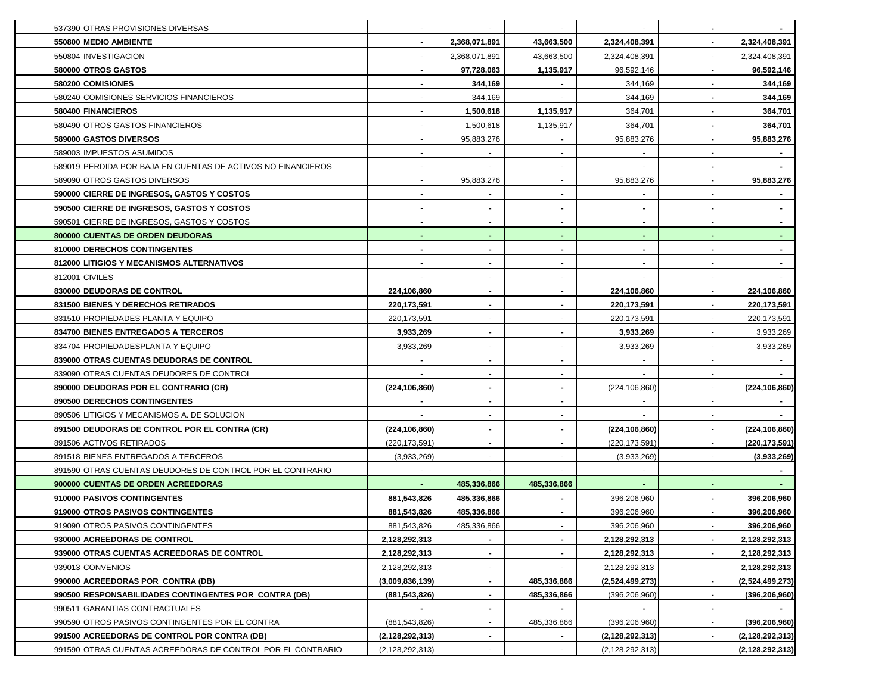| | | | | | | | |
|---|---|---|---|---|---|---|---|
| 537390 | OTRAS PROVISIONES DIVERSAS | - | - | - | - | - | - |
| **550800** | **MEDIO AMBIENTE** | - | **2,368,071,891** | **43,663,500** | **2,324,408,391** | - | **2,324,408,391** |
| 550804 | INVESTIGACION | - | 2,368,071,891 | 43,663,500 | 2,324,408,391 | - | 2,324,408,391 |
| **580000** | **OTROS GASTOS** | - | **97,728,063** | **1,135,917** | 96,592,146 | - | **96,592,146** |
| **580200** | **COMISIONES** | - | **344,169** | - | 344,169 | - | **344,169** |
| 580240 | COMISIONES SERVICIOS FINANCIEROS | - | 344,169 | - | 344,169 | - | **344,169** |
| **580400** | **FINANCIEROS** | - | **1,500,618** | **1,135,917** | 364,701 | - | **364,701** |
| 580490 | OTROS GASTOS FINANCIEROS | - | 1,500,618 | 1,135,917 | 364,701 | - | **364,701** |
| **589000** | **GASTOS DIVERSOS** | - | 95,883,276 | - | 95,883,276 | - | **95,883,276** |
| 589003 | IMPUESTOS ASUMIDOS | - | - | - | - | - | - |
| 589019 | PERDIDA POR BAJA EN CUENTAS DE ACTIVOS NO FINANCIEROS | - | - | - | - | - | - |
| 589090 | OTROS GASTOS DIVERSOS | - | 95,883,276 | - | 95,883,276 | - | **95,883,276** |
| **590000** | **CIERRE DE INGRESOS, GASTOS Y COSTOS** | - | - | - | - | - | - |
| **590500** | **CIERRE DE INGRESOS, GASTOS Y COSTOS** | - | - | - | - | - | - |
| 590501 | CIERRE DE INGRESOS, GASTOS Y COSTOS | - | - | - | - | - | - |
| **800000** | **CUENTAS DE ORDEN DEUDORAS** | - | - | - | - | - | - |
| **810000** | **DERECHOS CONTINGENTES** | - | - | - | - | - | - |
| **812000** | **LITIGIOS Y MECANISMOS ALTERNATIVOS** | - | - | - | - | - | - |
| 812001 | CIVILES | - | - | - | - | - | - |
| **830000** | **DEUDORAS DE CONTROL** | **224,106,860** | - | - | **224,106,860** | - | **224,106,860** |
| **831500** | **BIENES Y DERECHOS RETIRADOS** | **220,173,591** | - | - | **220,173,591** | - | **220,173,591** |
| 831510 | PROPIEDADES PLANTA Y EQUIPO | 220,173,591 | - | - | 220,173,591 | - | 220,173,591 |
| **834700** | **BIENES ENTREGADOS A TERCEROS** | **3,933,269** | - | - | **3,933,269** | - | 3,933,269 |
| 834704 | PROPIEDADESPLANTA Y EQUIPO | 3,933,269 | - | - | 3,933,269 | - | 3,933,269 |
| **839000** | **OTRAS CUENTAS DEUDORAS DE CONTROL** | - | - | - | - | - | - |
| 839090 | OTRAS CUENTAS DEUDORES DE CONTROL | - | - | - | - | - | - |
| **890000** | **DEUDORAS POR EL CONTRARIO (CR)** | **(224,106,860)** | - | - | (224,106,860) | - | **(224,106,860)** |
| **890500** | **DERECHOS CONTINGENTES** | - | - | - | - | - | - |
| 890506 | LITIGIOS Y MECANISMOS A. DE SOLUCION | - | - | - | - | - | - |
| **891500** | **DEUDORAS DE CONTROL POR EL CONTRA (CR)** | **(224,106,860)** | - | - | **(224,106,860)** | - | **(224,106,860)** |
| 891506 | ACTIVOS RETIRADOS | (220,173,591) | - | - | (220,173,591) | - | **(220,173,591)** |
| 891518 | BIENES ENTREGADOS A TERCEROS | (3,933,269) | - | - | (3,933,269) | - | **(3,933,269)** |
| 891590 | OTRAS CUENTAS DEUDORES DE CONTROL POR EL CONTRARIO | - | - | - | - | - | - |
| **900000** | **CUENTAS DE ORDEN ACREEDORAS** | - | **485,336,866** | **485,336,866** | - | - | - |
| **910000** | **PASIVOS CONTINGENTES** | **881,543,826** | **485,336,866** | - | 396,206,960 | - | **396,206,960** |
| **919000** | **OTROS PASIVOS CONTINGENTES** | **881,543,826** | **485,336,866** | - | 396,206,960 | - | **396,206,960** |
| 919090 | OTROS PASIVOS CONTINGENTES | 881,543,826 | 485,336,866 | - | 396,206,960 | - | **396,206,960** |
| **930000** | **ACREEDORAS DE CONTROL** | **2,128,292,313** | - | - | **2,128,292,313** | - | **2,128,292,313** |
| **939000** | **OTRAS CUENTAS ACREEDORAS DE CONTROL** | **2,128,292,313** | - | - | **2,128,292,313** | - | **2,128,292,313** |
| 939013 | CONVENIOS | 2,128,292,313 | - | - | 2,128,292,313 | | **2,128,292,313** |
| **990000** | **ACREEDORAS POR CONTRA (DB)** | **(3,009,836,139)** | - | **485,336,866** | **(2,524,499,273)** | - | **(2,524,499,273)** |
| **990500** | **RESPONSABILIDADES CONTINGENTES POR CONTRA (DB)** | **(881,543,826)** | - | **485,336,866** | (396,206,960) | - | **(396,206,960)** |
| 990511 | GARANTIAS CONTRACTUALES | - | - | - | - | - | - |
| 990590 | OTROS PASIVOS CONTINGENTES POR EL CONTRA | (881,543,826) | - | 485,336,866 | (396,206,960) | - | **(396,206,960)** |
| **991500** | **ACREEDORAS DE CONTROL POR CONTRA (DB)** | **(2,128,292,313)** | - | - | **(2,128,292,313)** | - | **(2,128,292,313)** |
| 991590 | OTRAS CUENTAS ACREEDORAS DE CONTROL POR EL CONTRARIO | (2,128,292,313) | - | - | (2,128,292,313) | | **(2,128,292,313)** |